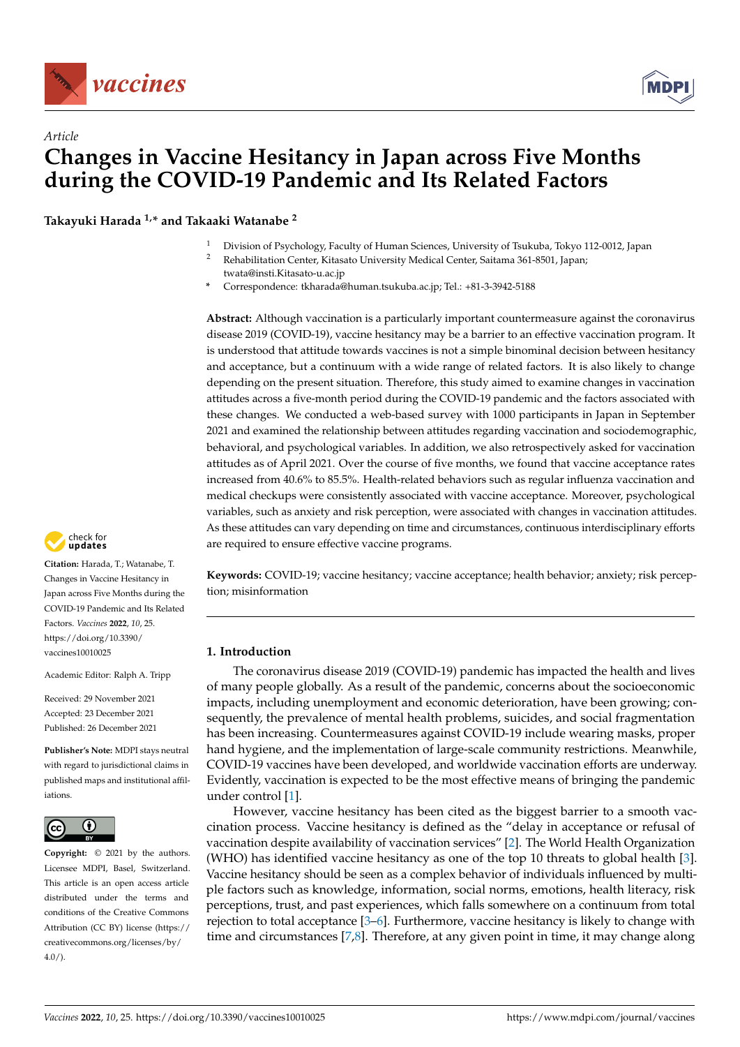*Article*

# Changes in Vaccine Hesitancy in Japan across Five Months during the COVID-19 Pandemic and Its Related Factors

**Takayuki Harada [1,*] and Takaaki Watanabe [2]**

[1] Division of Psychology, Faculty of Human Sciences, University of Tsukuba, Tokyo 112-0012, Japan
[2] Rehabilitation Center, Kitasato University Medical Center, Saitama 361-8501, Japan; twata@insti.Kitasato-u.ac.jp
* Correspondence: tkharada@human.tsukuba.ac.jp; Tel.: +81-3-3942-5188

**Abstract:** Although vaccination is a particularly important countermeasure against the coronavirus disease 2019 (COVID-19), vaccine hesitancy may be a barrier to an effective vaccination program. It is understood that attitude towards vaccines is not a simple binominal decision between hesitancy and acceptance, but a continuum with a wide range of related factors. It is also likely to change depending on the present situation. Therefore, this study aimed to examine changes in vaccination attitudes across a five-month period during the COVID-19 pandemic and the factors associated with these changes. We conducted a web-based survey with 1000 participants in Japan in September 2021 and examined the relationship between attitudes regarding vaccination and sociodemographic, behavioral, and psychological variables. In addition, we also retrospectively asked for vaccination attitudes as of April 2021. Over the course of five months, we found that vaccine acceptance rates increased from 40.6% to 85.5%. Health-related behaviors such as regular influenza vaccination and medical checkups were consistently associated with vaccine acceptance. Moreover, psychological variables, such as anxiety and risk perception, were associated with changes in vaccination attitudes. As these attitudes can vary depending on time and circumstances, continuous interdisciplinary efforts are required to ensure effective vaccine programs.

**Keywords:** COVID-19; vaccine hesitancy; vaccine acceptance; health behavior; anxiety; risk perception; misinformation

**Citation:** Harada, T.; Watanabe, T. Changes in Vaccine Hesitancy in Japan across Five Months during the COVID-19 Pandemic and Its Related Factors. *Vaccines* **2022**, *10*, 25. https://doi.org/10.3390/vaccines10010025

Academic Editor: Ralph A. Tripp

Received: 29 November 2021
Accepted: 23 December 2021
Published: 26 December 2021

**Publisher's Note:** MDPI stays neutral with regard to jurisdictional claims in published maps and institutional affiliations.

**Copyright:** © 2021 by the authors. Licensee MDPI, Basel, Switzerland. This article is an open access article distributed under the terms and conditions of the Creative Commons Attribution (CC BY) license (https://creativecommons.org/licenses/by/4.0/).

## 1. Introduction

The coronavirus disease 2019 (COVID-19) pandemic has impacted the health and lives of many people globally. As a result of the pandemic, concerns about the socioeconomic impacts, including unemployment and economic deterioration, have been growing; consequently, the prevalence of mental health problems, suicides, and social fragmentation has been increasing. Countermeasures against COVID-19 include wearing masks, proper hand hygiene, and the implementation of large-scale community restrictions. Meanwhile, COVID-19 vaccines have been developed, and worldwide vaccination efforts are underway. Evidently, vaccination is expected to be the most effective means of bringing the pandemic under control [1].

However, vaccine hesitancy has been cited as the biggest barrier to a smooth vaccination process. Vaccine hesitancy is defined as the "delay in acceptance or refusal of vaccination despite availability of vaccination services" [2]. The World Health Organization (WHO) has identified vaccine hesitancy as one of the top 10 threats to global health [3]. Vaccine hesitancy should be seen as a complex behavior of individuals influenced by multiple factors such as knowledge, information, social norms, emotions, health literacy, risk perceptions, trust, and past experiences, which falls somewhere on a continuum from total rejection to total acceptance [3–6]. Furthermore, vaccine hesitancy is likely to change with time and circumstances [7,8]. Therefore, at any given point in time, it may change along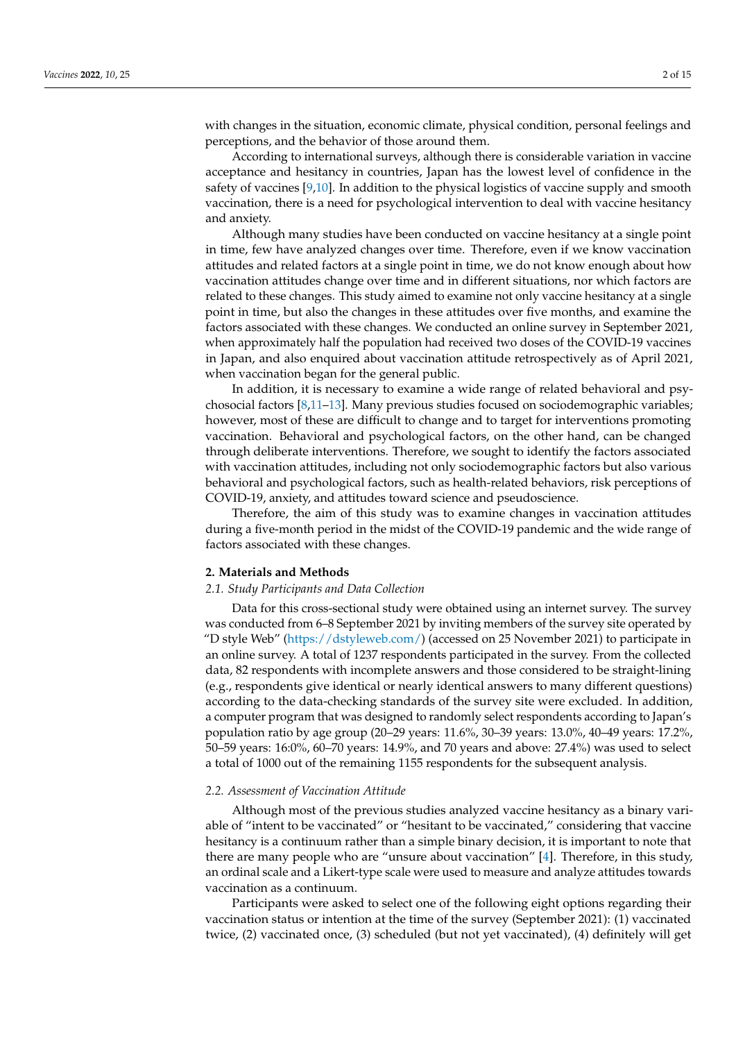with changes in the situation, economic climate, physical condition, personal feelings and perceptions, and the behavior of those around them.

According to international surveys, although there is considerable variation in vaccine acceptance and hesitancy in countries, Japan has the lowest level of confidence in the safety of vaccines [9,10]. In addition to the physical logistics of vaccine supply and smooth vaccination, there is a need for psychological intervention to deal with vaccine hesitancy and anxiety.

Although many studies have been conducted on vaccine hesitancy at a single point in time, few have analyzed changes over time. Therefore, even if we know vaccination attitudes and related factors at a single point in time, we do not know enough about how vaccination attitudes change over time and in different situations, nor which factors are related to these changes. This study aimed to examine not only vaccine hesitancy at a single point in time, but also the changes in these attitudes over five months, and examine the factors associated with these changes. We conducted an online survey in September 2021, when approximately half the population had received two doses of the COVID-19 vaccines in Japan, and also enquired about vaccination attitude retrospectively as of April 2021, when vaccination began for the general public.

In addition, it is necessary to examine a wide range of related behavioral and psychosocial factors [8,11–13]. Many previous studies focused on sociodemographic variables; however, most of these are difficult to change and to target for interventions promoting vaccination. Behavioral and psychological factors, on the other hand, can be changed through deliberate interventions. Therefore, we sought to identify the factors associated with vaccination attitudes, including not only sociodemographic factors but also various behavioral and psychological factors, such as health-related behaviors, risk perceptions of COVID-19, anxiety, and attitudes toward science and pseudoscience.

Therefore, the aim of this study was to examine changes in vaccination attitudes during a five-month period in the midst of the COVID-19 pandemic and the wide range of factors associated with these changes.

## 2. Materials and Methods

### 2.1. Study Participants and Data Collection

Data for this cross-sectional study were obtained using an internet survey. The survey was conducted from 6–8 September 2021 by inviting members of the survey site operated by "D style Web" (https://dstyleweb.com/) (accessed on 25 November 2021) to participate in an online survey. A total of 1237 respondents participated in the survey. From the collected data, 82 respondents with incomplete answers and those considered to be straight-lining (e.g., respondents give identical or nearly identical answers to many different questions) according to the data-checking standards of the survey site were excluded. In addition, a computer program that was designed to randomly select respondents according to Japan's population ratio by age group (20–29 years: 11.6%, 30–39 years: 13.0%, 40–49 years: 17.2%, 50–59 years: 16:0%, 60–70 years: 14.9%, and 70 years and above: 27.4%) was used to select a total of 1000 out of the remaining 1155 respondents for the subsequent analysis.

### 2.2. Assessment of Vaccination Attitude

Although most of the previous studies analyzed vaccine hesitancy as a binary variable of "intent to be vaccinated" or "hesitant to be vaccinated," considering that vaccine hesitancy is a continuum rather than a simple binary decision, it is important to note that there are many people who are "unsure about vaccination" [4]. Therefore, in this study, an ordinal scale and a Likert-type scale were used to measure and analyze attitudes towards vaccination as a continuum.

Participants were asked to select one of the following eight options regarding their vaccination status or intention at the time of the survey (September 2021): (1) vaccinated twice, (2) vaccinated once, (3) scheduled (but not yet vaccinated), (4) definitely will get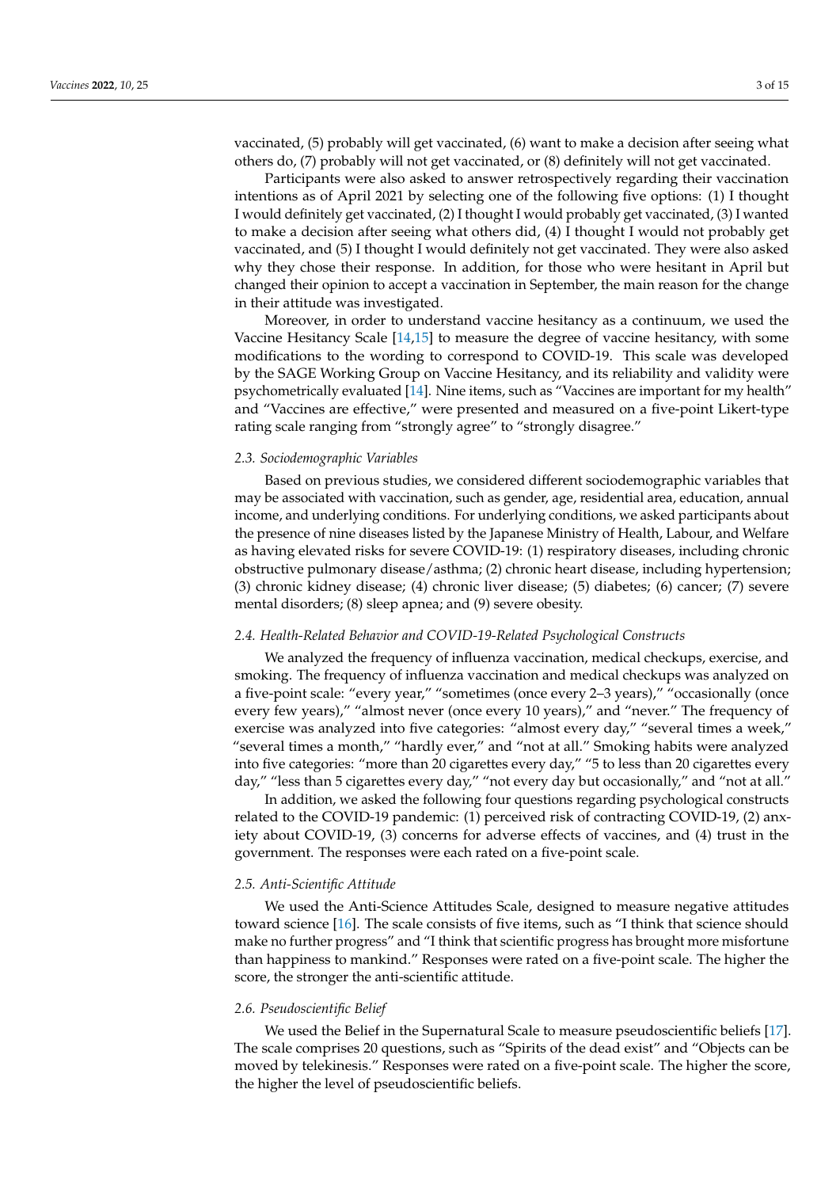vaccinated, (5) probably will get vaccinated, (6) want to make a decision after seeing what others do, (7) probably will not get vaccinated, or (8) definitely will not get vaccinated.

Participants were also asked to answer retrospectively regarding their vaccination intentions as of April 2021 by selecting one of the following five options: (1) I thought I would definitely get vaccinated, (2) I thought I would probably get vaccinated, (3) I wanted to make a decision after seeing what others did, (4) I thought I would not probably get vaccinated, and (5) I thought I would definitely not get vaccinated. They were also asked why they chose their response. In addition, for those who were hesitant in April but changed their opinion to accept a vaccination in September, the main reason for the change in their attitude was investigated.

Moreover, in order to understand vaccine hesitancy as a continuum, we used the Vaccine Hesitancy Scale [14,15] to measure the degree of vaccine hesitancy, with some modifications to the wording to correspond to COVID-19. This scale was developed by the SAGE Working Group on Vaccine Hesitancy, and its reliability and validity were psychometrically evaluated [14]. Nine items, such as "Vaccines are important for my health" and "Vaccines are effective," were presented and measured on a five-point Likert-type rating scale ranging from "strongly agree" to "strongly disagree."

### *2.3. Sociodemographic Variables*

Based on previous studies, we considered different sociodemographic variables that may be associated with vaccination, such as gender, age, residential area, education, annual income, and underlying conditions. For underlying conditions, we asked participants about the presence of nine diseases listed by the Japanese Ministry of Health, Labour, and Welfare as having elevated risks for severe COVID-19: (1) respiratory diseases, including chronic obstructive pulmonary disease/asthma; (2) chronic heart disease, including hypertension; (3) chronic kidney disease; (4) chronic liver disease; (5) diabetes; (6) cancer; (7) severe mental disorders; (8) sleep apnea; and (9) severe obesity.

### *2.4. Health-Related Behavior and COVID-19-Related Psychological Constructs*

We analyzed the frequency of influenza vaccination, medical checkups, exercise, and smoking. The frequency of influenza vaccination and medical checkups was analyzed on a five-point scale: "every year," "sometimes (once every 2–3 years)," "occasionally (once every few years)," "almost never (once every 10 years)," and "never." The frequency of exercise was analyzed into five categories: "almost every day," "several times a week," "several times a month," "hardly ever," and "not at all." Smoking habits were analyzed into five categories: "more than 20 cigarettes every day," "5 to less than 20 cigarettes every day," "less than 5 cigarettes every day," "not every day but occasionally," and "not at all."

In addition, we asked the following four questions regarding psychological constructs related to the COVID-19 pandemic: (1) perceived risk of contracting COVID-19, (2) anxiety about COVID-19, (3) concerns for adverse effects of vaccines, and (4) trust in the government. The responses were each rated on a five-point scale.

### *2.5. Anti-Scientific Attitude*

We used the Anti-Science Attitudes Scale, designed to measure negative attitudes toward science [16]. The scale consists of five items, such as "I think that science should make no further progress" and "I think that scientific progress has brought more misfortune than happiness to mankind." Responses were rated on a five-point scale. The higher the score, the stronger the anti-scientific attitude.

### *2.6. Pseudoscientific Belief*

We used the Belief in the Supernatural Scale to measure pseudoscientific beliefs [17]. The scale comprises 20 questions, such as "Spirits of the dead exist" and "Objects can be moved by telekinesis." Responses were rated on a five-point scale. The higher the score, the higher the level of pseudoscientific beliefs.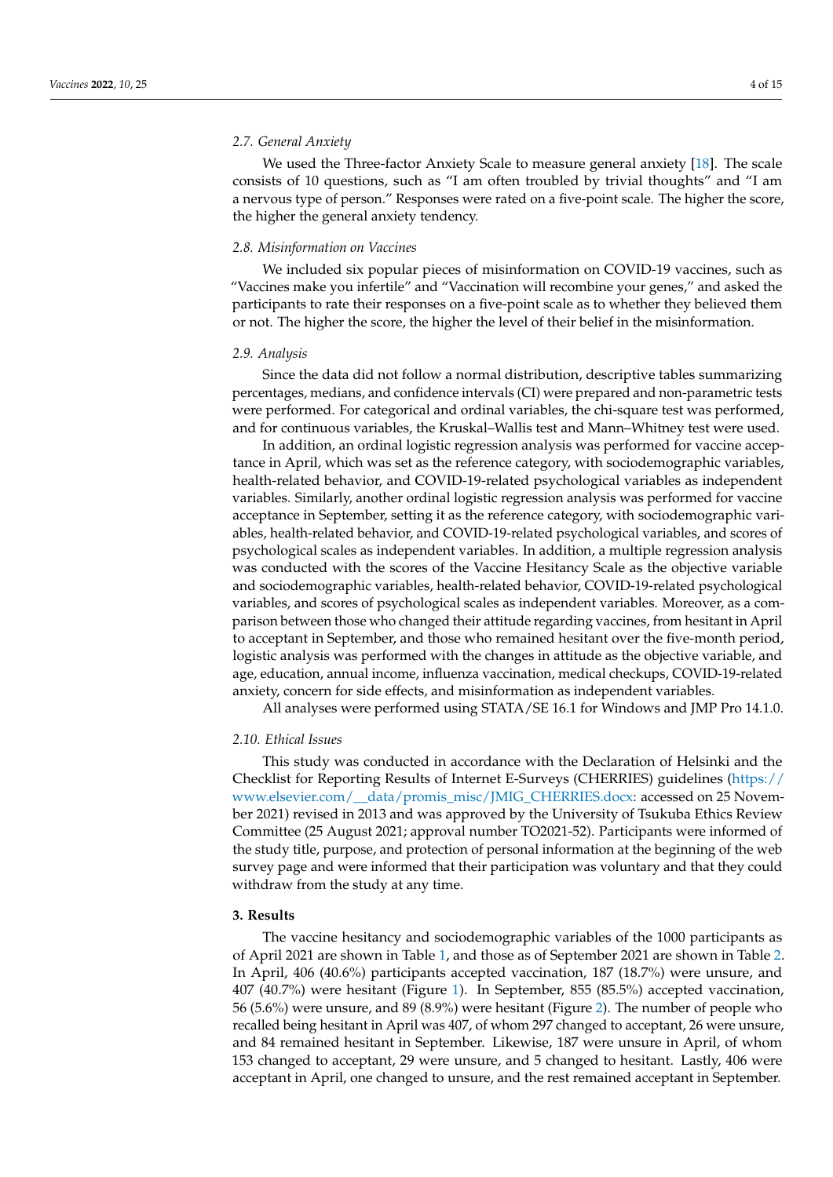### 2.7. General Anxiety

We used the Three-factor Anxiety Scale to measure general anxiety [18]. The scale consists of 10 questions, such as "I am often troubled by trivial thoughts" and "I am a nervous type of person." Responses were rated on a five-point scale. The higher the score, the higher the general anxiety tendency.

### 2.8. Misinformation on Vaccines

We included six popular pieces of misinformation on COVID-19 vaccines, such as "Vaccines make you infertile" and "Vaccination will recombine your genes," and asked the participants to rate their responses on a five-point scale as to whether they believed them or not. The higher the score, the higher the level of their belief in the misinformation.

### 2.9. Analysis

Since the data did not follow a normal distribution, descriptive tables summarizing percentages, medians, and confidence intervals (CI) were prepared and non-parametric tests were performed. For categorical and ordinal variables, the chi-square test was performed, and for continuous variables, the Kruskal–Wallis test and Mann–Whitney test were used.

In addition, an ordinal logistic regression analysis was performed for vaccine acceptance in April, which was set as the reference category, with sociodemographic variables, health-related behavior, and COVID-19-related psychological variables as independent variables. Similarly, another ordinal logistic regression analysis was performed for vaccine acceptance in September, setting it as the reference category, with sociodemographic variables, health-related behavior, and COVID-19-related psychological variables, and scores of psychological scales as independent variables. In addition, a multiple regression analysis was conducted with the scores of the Vaccine Hesitancy Scale as the objective variable and sociodemographic variables, health-related behavior, COVID-19-related psychological variables, and scores of psychological scales as independent variables. Moreover, as a comparison between those who changed their attitude regarding vaccines, from hesitant in April to acceptant in September, and those who remained hesitant over the five-month period, logistic analysis was performed with the changes in attitude as the objective variable, and age, education, annual income, influenza vaccination, medical checkups, COVID-19-related anxiety, concern for side effects, and misinformation as independent variables.

All analyses were performed using STATA/SE 16.1 for Windows and JMP Pro 14.1.0.

### 2.10. Ethical Issues

This study was conducted in accordance with the Declaration of Helsinki and the Checklist for Reporting Results of Internet E-Surveys (CHERRIES) guidelines (https://www.elsevier.com/__data/promis_misc/JMIG_CHERRIES.docx: accessed on 25 November 2021) revised in 2013 and was approved by the University of Tsukuba Ethics Review Committee (25 August 2021; approval number TO2021-52). Participants were informed of the study title, purpose, and protection of personal information at the beginning of the web survey page and were informed that their participation was voluntary and that they could withdraw from the study at any time.

## 3. Results

The vaccine hesitancy and sociodemographic variables of the 1000 participants as of April 2021 are shown in Table 1, and those as of September 2021 are shown in Table 2. In April, 406 (40.6%) participants accepted vaccination, 187 (18.7%) were unsure, and 407 (40.7%) were hesitant (Figure 1). In September, 855 (85.5%) accepted vaccination, 56 (5.6%) were unsure, and 89 (8.9%) were hesitant (Figure 2). The number of people who recalled being hesitant in April was 407, of whom 297 changed to acceptant, 26 were unsure, and 84 remained hesitant in September. Likewise, 187 were unsure in April, of whom 153 changed to acceptant, 29 were unsure, and 5 changed to hesitant. Lastly, 406 were acceptant in April, one changed to unsure, and the rest remained acceptant in September.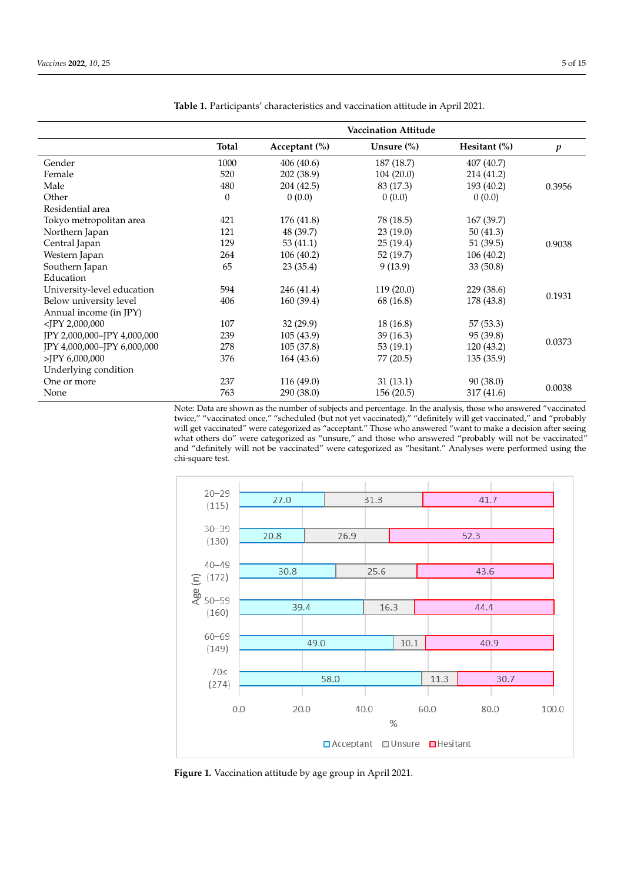**Table 1.** Participants' characteristics and vaccination attitude in April 2021.

| | | Vaccination Attitude | | | |
|---|---|---|---|---|---|
| | **Total** | **Acceptant (%)** | **Unsure (%)** | **Hesitant (%)** | ***p*** |
| Gender | 1000 | 406 (40.6) | 187 (18.7) | 407 (40.7) | |
| Female | 520 | 202 (38.9) | 104 (20.0) | 214 (41.2) | |
| Male | 480 | 204 (42.5) | 83 (17.3) | 193 (40.2) | 0.3956 |
| Other | 0 | 0 (0.0) | 0 (0.0) | 0 (0.0) | |
| Residential area | | | | | |
| Tokyo metropolitan area | 421 | 176 (41.8) | 78 (18.5) | 167 (39.7) | |
| Northern Japan | 121 | 48 (39.7) | 23 (19.0) | 50 (41.3) | |
| Central Japan | 129 | 53 (41.1) | 25 (19.4) | 51 (39.5) | 0.9038 |
| Western Japan | 264 | 106 (40.2) | 52 (19.7) | 106 (40.2) | |
| Southern Japan | 65 | 23 (35.4) | 9 (13.9) | 33 (50.8) | |
| Education | | | | | |
| University-level education | 594 | 246 (41.4) | 119 (20.0) | 229 (38.6) | 0.1931 |
| Below university level | 406 | 160 (39.4) | 68 (16.8) | 178 (43.8) | |
| Annual income (in JPY) | | | | | |
| <JPY 2,000,000 | 107 | 32 (29.9) | 18 (16.8) | 57 (53.3) | |
| JPY 2,000,000–JPY 4,000,000 | 239 | 105 (43.9) | 39 (16.3) | 95 (39.8) | 0.0373 |
| JPY 4,000,000–JPY 6,000,000 | 278 | 105 (37.8) | 53 (19.1) | 120 (43.2) | |
| >JPY 6,000,000 | 376 | 164 (43.6) | 77 (20.5) | 135 (35.9) | |
| Underlying condition | | | | | |
| One or more | 237 | 116 (49.0) | 31 (13.1) | 90 (38.0) | 0.0038 |
| None | 763 | 290 (38.0) | 156 (20.5) | 317 (41.6) | |

Note: Data are shown as the number of subjects and percentage. In the analysis, those who answered "vaccinated twice," "vaccinated once," "scheduled (but not yet vaccinated)," "definitely will get vaccinated," and "probably will get vaccinated" were categorized as "acceptant." Those who answered "want to make a decision after seeing what others do" were categorized as "unsure," and those who answered "probably will not be vaccinated" and "definitely will not be vaccinated" were categorized as "hesitant." Analyses were performed using the chi-square test.

| Age (n) | Acceptant | Unsure | Hesitant |
|---|---|---|---|
| 20–29 (115) | 27.0 | 31.3 | 41.7 |
| 30–39 (130) | 20.8 | 26.9 | 52.3 |
| 40–49 (172) | 30.8 | 25.6 | 43.6 |
| 50–59 (160) | 39.4 | 16.3 | 44.4 |
| 60–69 (149) | 49.0 | 10.1 | 40.9 |
| 70≤ (274) | 58.0 | 11.3 | 30.7 |

**Figure 1.** Vaccination attitude by age group in April 2021.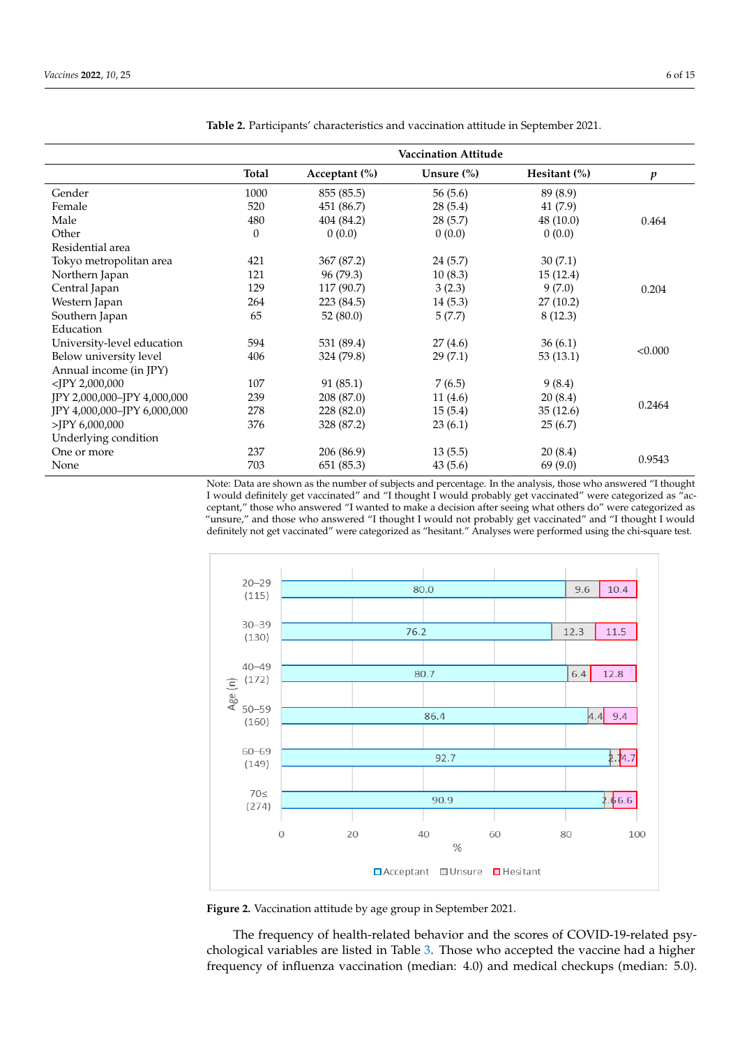**Table 2.** Participants' characteristics and vaccination attitude in September 2021.

| | | Vaccination Attitude | | | |
|---|---|---|---|---|---|
| | **Total** | **Acceptant (%)** | **Unsure (%)** | **Hesitant (%)** | ***p*** |
| Gender | 1000 | 855 (85.5) | 56 (5.6) | 89 (8.9) | |
| Female | 520 | 451 (86.7) | 28 (5.4) | 41 (7.9) | |
| Male | 480 | 404 (84.2) | 28 (5.7) | 48 (10.0) | 0.464 |
| Other | 0 | 0 (0.0) | 0 (0.0) | 0 (0.0) | |
| Residential area | | | | | |
| Tokyo metropolitan area | 421 | 367 (87.2) | 24 (5.7) | 30 (7.1) | |
| Northern Japan | 121 | 96 (79.3) | 10 (8.3) | 15 (12.4) | |
| Central Japan | 129 | 117 (90.7) | 3 (2.3) | 9 (7.0) | 0.204 |
| Western Japan | 264 | 223 (84.5) | 14 (5.3) | 27 (10.2) | |
| Southern Japan | 65 | 52 (80.0) | 5 (7.7) | 8 (12.3) | |
| Education | | | | | |
| University-level education | 594 | 531 (89.4) | 27 (4.6) | 36 (6.1) | <0.000 |
| Below university level | 406 | 324 (79.8) | 29 (7.1) | 53 (13.1) | |
| Annual income (in JPY) | | | | | |
| <JPY 2,000,000 | 107 | 91 (85.1) | 7 (6.5) | 9 (8.4) | |
| JPY 2,000,000–JPY 4,000,000 | 239 | 208 (87.0) | 11 (4.6) | 20 (8.4) | 0.2464 |
| JPY 4,000,000–JPY 6,000,000 | 278 | 228 (82.0) | 15 (5.4) | 35 (12.6) | |
| >JPY 6,000,000 | 376 | 328 (87.2) | 23 (6.1) | 25 (6.7) | |
| Underlying condition | | | | | |
| One or more | 237 | 206 (86.9) | 13 (5.5) | 20 (8.4) | 0.9543 |
| None | 703 | 651 (85.3) | 43 (5.6) | 69 (9.0) | |

Note: Data are shown as the number of subjects and percentage. In the analysis, those who answered "I thought I would definitely get vaccinated" and "I thought I would probably get vaccinated" were categorized as "acceptant," those who answered "I wanted to make a decision after seeing what others do" were categorized as "unsure," and those who answered "I thought I would not probably get vaccinated" and "I thought I would definitely not get vaccinated" were categorized as "hesitant." Analyses were performed using the chi-square test.

**Figure 2.** Vaccination attitude by age group in September 2021.

The frequency of health-related behavior and the scores of COVID-19-related psychological variables are listed in Table 3. Those who accepted the vaccine had a higher frequency of influenza vaccination (median: 4.0) and medical checkups (median: 5.0).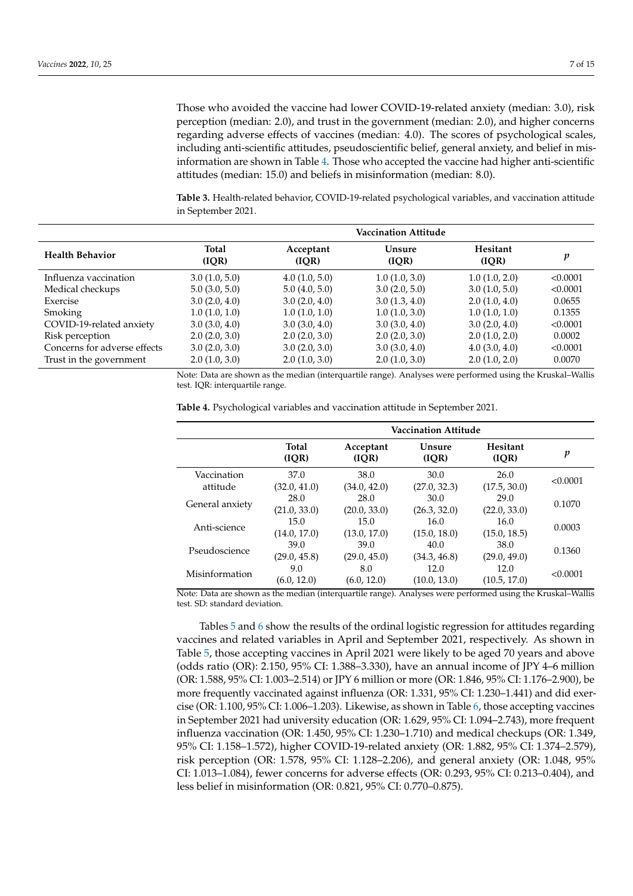Those who avoided the vaccine had lower COVID-19-related anxiety (median: 3.0), risk perception (median: 2.0), and trust in the government (median: 2.0), and higher concerns regarding adverse effects of vaccines (median: 4.0). The scores of psychological scales, including anti-scientific attitudes, pseudoscientific belief, general anxiety, and belief in misinformation are shown in Table 4. Those who accepted the vaccine had higher anti-scientific attitudes (median: 15.0) and beliefs in misinformation (median: 8.0).

**Table 3.** Health-related behavior, COVID-19-related psychological variables, and vaccination attitude in September 2021.

| Health Behavior | Total (IQR) | Vaccination Attitude | | | |
|---|---|---|---|---|---|
| | | Acceptant (IQR) | Unsure (IQR) | Hesitant (IQR) | *p* |
| Influenza vaccination | 3.0 (1.0, 5.0) | 4.0 (1.0, 5.0) | 1.0 (1.0, 3.0) | 1.0 (1.0, 2.0) | <0.0001 |
| Medical checkups | 5.0 (3.0, 5.0) | 5.0 (4.0, 5.0) | 3.0 (2.0, 5.0) | 3.0 (1.0, 5.0) | <0.0001 |
| Exercise | 3.0 (2.0, 4.0) | 3.0 (2.0, 4.0) | 3.0 (1.3, 4.0) | 2.0 (1.0, 4.0) | 0.0655 |
| Smoking | 1.0 (1.0, 1.0) | 1.0 (1.0, 1.0) | 1.0 (1.0, 3.0) | 1.0 (1.0, 1.0) | 0.1355 |
| COVID-19-related anxiety | 3.0 (3.0, 4.0) | 3.0 (3.0, 4.0) | 3.0 (3.0, 4.0) | 3.0 (2.0, 4.0) | <0.0001 |
| Risk perception | 2.0 (2.0, 3.0) | 2.0 (2.0, 3.0) | 2.0 (2.0, 3.0) | 2.0 (1.0, 2.0) | 0.0002 |
| Concerns for adverse effects | 3.0 (2.0, 3.0) | 3.0 (2.0, 3.0) | 3.0 (3.0, 4.0) | 4.0 (3.0, 4.0) | <0.0001 |
| Trust in the government | 2.0 (1.0, 3.0) | 2.0 (1.0, 3.0) | 2.0 (1.0, 3.0) | 2.0 (1.0, 2.0) | 0.0070 |

Note: Data are shown as the median (interquartile range). Analyses were performed using the Kruskal–Wallis test. IQR: interquartile range.

**Table 4.** Psychological variables and vaccination attitude in September 2021.

| | Total (IQR) | Vaccination Attitude | | | |
|---|---|---|---|---|---|
| | | Acceptant (IQR) | Unsure (IQR) | Hesitant (IQR) | *p* |
| Vaccination attitude | 37.0 (32.0, 41.0) | 38.0 (34.0, 42.0) | 30.0 (27.0, 32.3) | 26.0 (17.5, 30.0) | <0.0001 |
| General anxiety | 28.0 (21.0, 33.0) | 28.0 (20.0, 33.0) | 30.0 (26.3, 32.0) | 29.0 (22.0, 33.0) | 0.1070 |
| Anti-science | 15.0 (14.0, 17.0) | 15.0 (13.0, 17.0) | 16.0 (15.0, 18.0) | 16.0 (15.0, 18.5) | 0.0003 |
| Pseudoscience | 39.0 (29.0, 45.8) | 39.0 (29.0, 45.0) | 40.0 (34.3, 46.8) | 38.0 (29.0, 49.0) | 0.1360 |
| Misinformation | 9.0 (6.0, 12.0) | 8.0 (6.0, 12.0) | 12.0 (10.0, 13.0) | 12.0 (10.5, 17.0) | <0.0001 |

Note: Data are shown as the median (interquartile range). Analyses were performed using the Kruskal–Wallis test. SD: standard deviation.

Tables 5 and 6 show the results of the ordinal logistic regression for attitudes regarding vaccines and related variables in April and September 2021, respectively. As shown in Table 5, those accepting vaccines in April 2021 were likely to be aged 70 years and above (odds ratio (OR): 2.150, 95% CI: 1.388–3.330), have an annual income of JPY 4–6 million (OR: 1.588, 95% CI: 1.003–2.514) or JPY 6 million or more (OR: 1.846, 95% CI: 1.176–2.900), be more frequently vaccinated against influenza (OR: 1.331, 95% CI: 1.230–1.441) and did exercise (OR: 1.100, 95% CI: 1.006–1.203). Likewise, as shown in Table 6, those accepting vaccines in September 2021 had university education (OR: 1.629, 95% CI: 1.094–2.743), more frequent influenza vaccination (OR: 1.450, 95% CI: 1.230–1.710) and medical checkups (OR: 1.349, 95% CI: 1.158–1.572), higher COVID-19-related anxiety (OR: 1.882, 95% CI: 1.374–2.579), risk perception (OR: 1.578, 95% CI: 1.128–2.206), and general anxiety (OR: 1.048, 95% CI: 1.013–1.084), fewer concerns for adverse effects (OR: 0.293, 95% CI: 0.213–0.404), and less belief in misinformation (OR: 0.821, 95% CI: 0.770–0.875).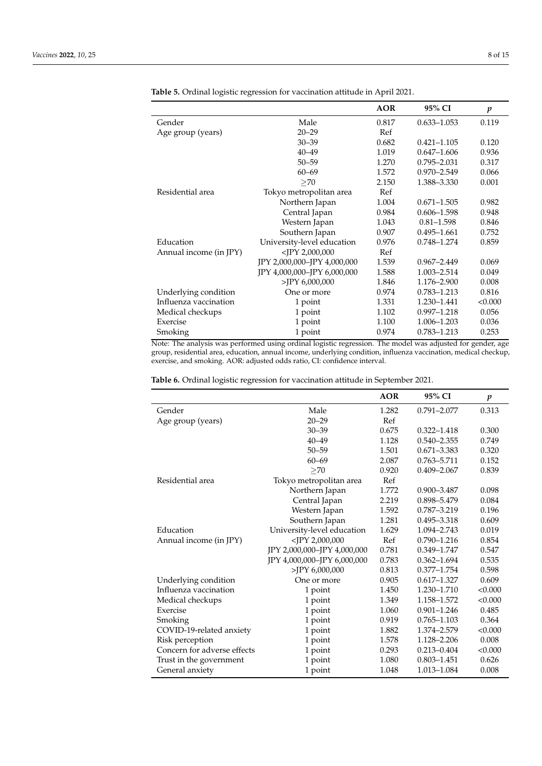**Table 5.** Ordinal logistic regression for vaccination attitude in April 2021.

| | | AOR | 95% CI | *p* |
|---|---|---|---|---|
| Gender | Male | 0.817 | 0.633–1.053 | 0.119 |
| Age group (years) | 20–29 | Ref | | |
| | 30–39 | 0.682 | 0.421–1.105 | 0.120 |
| | 40–49 | 1.019 | 0.647–1.606 | 0.936 |
| | 50–59 | 1.270 | 0.795–2.031 | 0.317 |
| | 60–69 | 1.572 | 0.970–2.549 | 0.066 |
| | ≥70 | 2.150 | 1.388–3.330 | 0.001 |
| Residential area | Tokyo metropolitan area | Ref | | |
| | Northern Japan | 1.004 | 0.671–1.505 | 0.982 |
| | Central Japan | 0.984 | 0.606–1.598 | 0.948 |
| | Western Japan | 1.043 | 0.81–1.598 | 0.846 |
| | Southern Japan | 0.907 | 0.495–1.661 | 0.752 |
| Education | University-level education | 0.976 | 0.748–1.274 | 0.859 |
| Annual income (in JPY) | <JPY 2,000,000 | Ref | | |
| | JPY 2,000,000–JPY 4,000,000 | 1.539 | 0.967–2.449 | 0.069 |
| | JPY 4,000,000–JPY 6,000,000 | 1.588 | 1.003–2.514 | 0.049 |
| | >JPY 6,000,000 | 1.846 | 1.176–2.900 | 0.008 |
| Underlying condition | One or more | 0.974 | 0.783–1.213 | 0.816 |
| Influenza vaccination | 1 point | 1.331 | 1.230–1.441 | <0.000 |
| Medical checkups | 1 point | 1.102 | 0.997–1.218 | 0.056 |
| Exercise | 1 point | 1.100 | 1.006–1.203 | 0.036 |
| Smoking | 1 point | 0.974 | 0.783–1.213 | 0.253 |

Note: The analysis was performed using ordinal logistic regression. The model was adjusted for gender, age group, residential area, education, annual income, underlying condition, influenza vaccination, medical checkup, exercise, and smoking. AOR: adjusted odds ratio, CI: confidence interval.

**Table 6.** Ordinal logistic regression for vaccination attitude in September 2021.

| | | AOR | 95% CI | *p* |
|---|---|---|---|---|
| Gender | Male | 1.282 | 0.791–2.077 | 0.313 |
| Age group (years) | 20–29 | Ref | | |
| | 30–39 | 0.675 | 0.322–1.418 | 0.300 |
| | 40–49 | 1.128 | 0.540–2.355 | 0.749 |
| | 50–59 | 1.501 | 0.671–3.383 | 0.320 |
| | 60–69 | 2.087 | 0.763–5.711 | 0.152 |
| | ≥70 | 0.920 | 0.409–2.067 | 0.839 |
| Residential area | Tokyo metropolitan area | Ref | | |
| | Northern Japan | 1.772 | 0.900–3.487 | 0.098 |
| | Central Japan | 2.219 | 0.898–5.479 | 0.084 |
| | Western Japan | 1.592 | 0.787–3.219 | 0.196 |
| | Southern Japan | 1.281 | 0.495–3.318 | 0.609 |
| Education | University-level education | 1.629 | 1.094–2.743 | 0.019 |
| Annual income (in JPY) | <JPY 2,000,000 | Ref | 0.790–1.216 | 0.854 |
| | JPY 2,000,000–JPY 4,000,000 | 0.781 | 0.349–1.747 | 0.547 |
| | JPY 4,000,000–JPY 6,000,000 | 0.783 | 0.362–1.694 | 0.535 |
| | >JPY 6,000,000 | 0.813 | 0.377–1.754 | 0.598 |
| Underlying condition | One or more | 0.905 | 0.617–1.327 | 0.609 |
| Influenza vaccination | 1 point | 1.450 | 1.230–1.710 | <0.000 |
| Medical checkups | 1 point | 1.349 | 1.158–1.572 | <0.000 |
| Exercise | 1 point | 1.060 | 0.901–1.246 | 0.485 |
| Smoking | 1 point | 0.919 | 0.765–1.103 | 0.364 |
| COVID-19-related anxiety | 1 point | 1.882 | 1.374–2.579 | <0.000 |
| Risk perception | 1 point | 1.578 | 1.128–2.206 | 0.008 |
| Concern for adverse effects | 1 point | 0.293 | 0.213–0.404 | <0.000 |
| Trust in the government | 1 point | 1.080 | 0.803–1.451 | 0.626 |
| General anxiety | 1 point | 1.048 | 1.013–1.084 | 0.008 |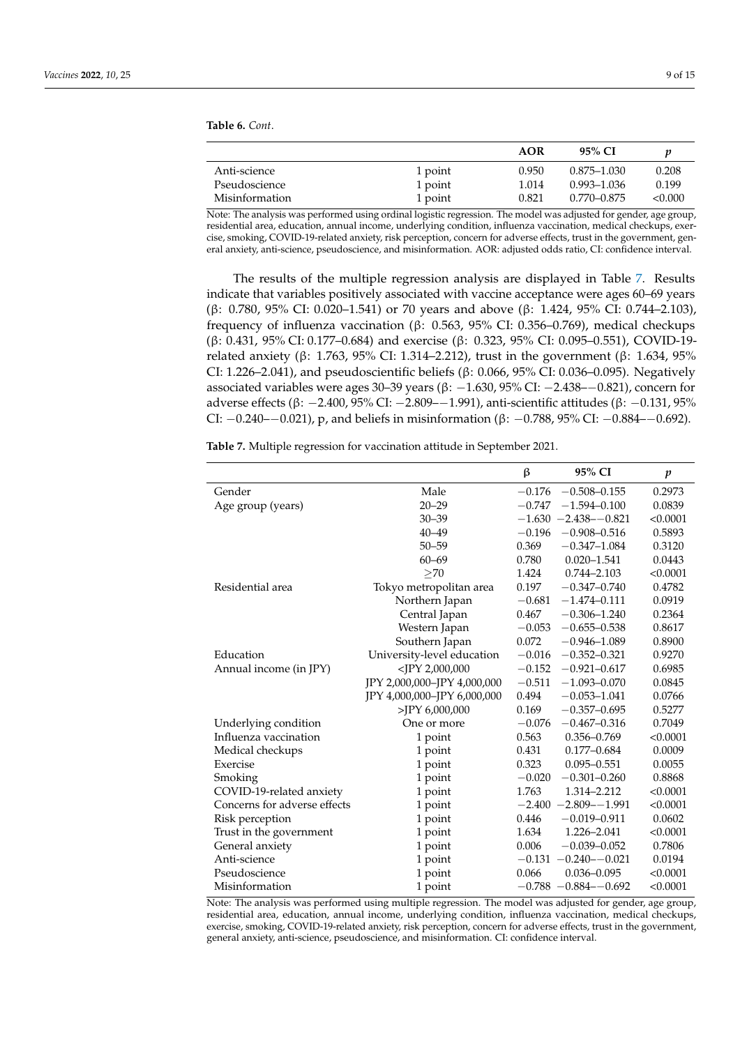**Table 6.** *Cont.*

| | | AOR | 95% CI | *p* |
|---|---|---|---|---|
| Anti-science | 1 point | 0.950 | 0.875–1.030 | 0.208 |
| Pseudoscience | 1 point | 1.014 | 0.993–1.036 | 0.199 |
| Misinformation | 1 point | 0.821 | 0.770–0.875 | <0.000 |

Note: The analysis was performed using ordinal logistic regression. The model was adjusted for gender, age group, residential area, education, annual income, underlying condition, influenza vaccination, medical checkups, exercise, smoking, COVID-19-related anxiety, risk perception, concern for adverse effects, trust in the government, general anxiety, anti-science, pseudoscience, and misinformation. AOR: adjusted odds ratio, CI: confidence interval.

The results of the multiple regression analysis are displayed in Table 7. Results indicate that variables positively associated with vaccine acceptance were ages 60–69 years (β: 0.780, 95% CI: 0.020–1.541) or 70 years and above (β: 1.424, 95% CI: 0.744–2.103), frequency of influenza vaccination (β: 0.563, 95% CI: 0.356–0.769), medical checkups (β: 0.431, 95% CI: 0.177–0.684) and exercise (β: 0.323, 95% CI: 0.095–0.551), COVID-19-related anxiety (β: 1.763, 95% CI: 1.314–2.212), trust in the government (β: 1.634, 95% CI: 1.226–2.041), and pseudoscientific beliefs (β: 0.066, 95% CI: 0.036–0.095). Negatively associated variables were ages 30–39 years (β: −1.630, 95% CI: −2.438–−0.821), concern for adverse effects (β: −2.400, 95% CI: −2.809–−1.991), anti-scientific attitudes (β: −0.131, 95% CI: −0.240–−0.021), p, and beliefs in misinformation (β: −0.788, 95% CI: −0.884–−0.692).

**Table 7.** Multiple regression for vaccination attitude in September 2021.

| | | β | 95% CI | *p* |
|---|---|---|---|---|
| Gender | Male | −0.176 | −0.508–0.155 | 0.2973 |
| Age group (years) | 20–29 | −0.747 | −1.594–0.100 | 0.0839 |
| | 30–39 | −1.630 | −2.438–−0.821 | <0.0001 |
| | 40–49 | −0.196 | −0.908–0.516 | 0.5893 |
| | 50–59 | 0.369 | −0.347–1.084 | 0.3120 |
| | 60–69 | 0.780 | 0.020–1.541 | 0.0443 |
| | ≥70 | 1.424 | 0.744–2.103 | <0.0001 |
| Residential area | Tokyo metropolitan area | 0.197 | −0.347–0.740 | 0.4782 |
| | Northern Japan | −0.681 | −1.474–0.111 | 0.0919 |
| | Central Japan | 0.467 | −0.306–1.240 | 0.2364 |
| | Western Japan | −0.053 | −0.655–0.538 | 0.8617 |
| | Southern Japan | 0.072 | −0.946–1.089 | 0.8900 |
| Education | University-level education | −0.016 | −0.352–0.321 | 0.9270 |
| Annual income (in JPY) | <JPY 2,000,000 | −0.152 | −0.921–0.617 | 0.6985 |
| | JPY 2,000,000–JPY 4,000,000 | −0.511 | −1.093–0.070 | 0.0845 |
| | JPY 4,000,000–JPY 6,000,000 | 0.494 | −0.053–1.041 | 0.0766 |
| | >JPY 6,000,000 | 0.169 | −0.357–0.695 | 0.5277 |
| Underlying condition | One or more | −0.076 | −0.467–0.316 | 0.7049 |
| Influenza vaccination | 1 point | 0.563 | 0.356–0.769 | <0.0001 |
| Medical checkups | 1 point | 0.431 | 0.177–0.684 | 0.0009 |
| Exercise | 1 point | 0.323 | 0.095–0.551 | 0.0055 |
| Smoking | 1 point | −0.020 | −0.301–0.260 | 0.8868 |
| COVID-19-related anxiety | 1 point | 1.763 | 1.314–2.212 | <0.0001 |
| Concerns for adverse effects | 1 point | −2.400 | −2.809–−1.991 | <0.0001 |
| Risk perception | 1 point | 0.446 | −0.019–0.911 | 0.0602 |
| Trust in the government | 1 point | 1.634 | 1.226–2.041 | <0.0001 |
| General anxiety | 1 point | 0.006 | −0.039–0.052 | 0.7806 |
| Anti-science | 1 point | −0.131 | −0.240–−0.021 | 0.0194 |
| Pseudoscience | 1 point | 0.066 | 0.036–0.095 | <0.0001 |
| Misinformation | 1 point | −0.788 | −0.884–−0.692 | <0.0001 |

Note: The analysis was performed using multiple regression. The model was adjusted for gender, age group, residential area, education, annual income, underlying condition, influenza vaccination, medical checkups, exercise, smoking, COVID-19-related anxiety, risk perception, concern for adverse effects, trust in the government, general anxiety, anti-science, pseudoscience, and misinformation. CI: confidence interval.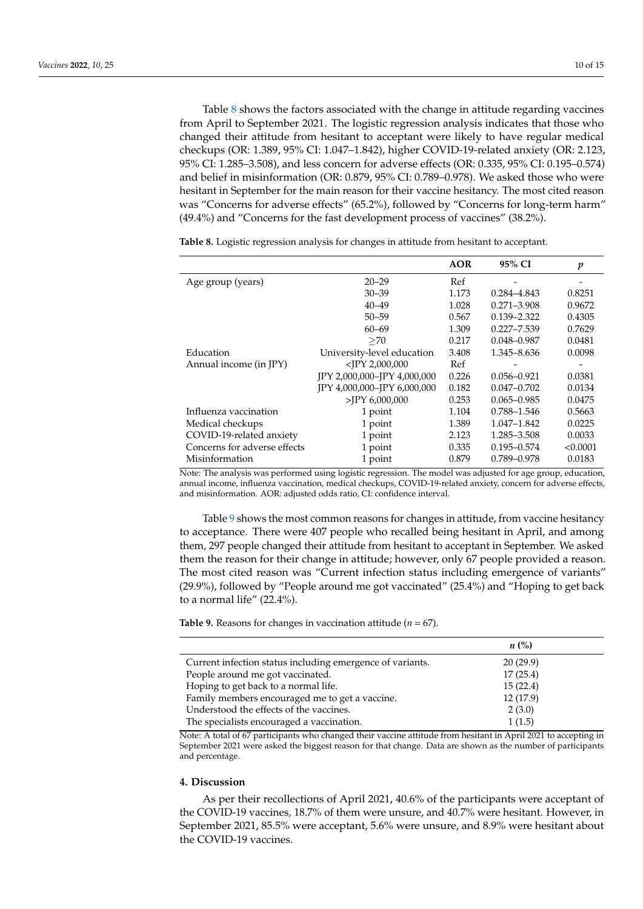Table 8 shows the factors associated with the change in attitude regarding vaccines from April to September 2021. The logistic regression analysis indicates that those who changed their attitude from hesitant to acceptant were likely to have regular medical checkups (OR: 1.389, 95% CI: 1.047–1.842), higher COVID-19-related anxiety (OR: 2.123, 95% CI: 1.285–3.508), and less concern for adverse effects (OR: 0.335, 95% CI: 0.195–0.574) and belief in misinformation (OR: 0.879, 95% CI: 0.789–0.978). We asked those who were hesitant in September for the main reason for their vaccine hesitancy. The most cited reason was "Concerns for adverse effects" (65.2%), followed by "Concerns for long-term harm" (49.4%) and "Concerns for the fast development process of vaccines" (38.2%).

**Table 8.** Logistic regression analysis for changes in attitude from hesitant to acceptant.

| | | AOR | 95% CI | *p* |
|---|---|---|---|---|
| Age group (years) | 20–29 | Ref | - | - |
| | 30–39 | 1.173 | 0.284–4.843 | 0.8251 |
| | 40–49 | 1.028 | 0.271–3.908 | 0.9672 |
| | 50–59 | 0.567 | 0.139–2.322 | 0.4305 |
| | 60–69 | 1.309 | 0.227–7.539 | 0.7629 |
| | ≥70 | 0.217 | 0.048–0.987 | 0.0481 |
| Education | University-level education | 3.408 | 1.345–8.636 | 0.0098 |
| Annual income (in JPY) | <JPY 2,000,000 | Ref | - | - |
| | JPY 2,000,000–JPY 4,000,000 | 0.226 | 0.056–0.921 | 0.0381 |
| | JPY 4,000,000–JPY 6,000,000 | 0.182 | 0.047–0.702 | 0.0134 |
| | >JPY 6,000,000 | 0.253 | 0.065–0.985 | 0.0475 |
| Influenza vaccination | 1 point | 1.104 | 0.788–1.546 | 0.5663 |
| Medical checkups | 1 point | 1.389 | 1.047–1.842 | 0.0225 |
| COVID-19-related anxiety | 1 point | 2.123 | 1.285–3.508 | 0.0033 |
| Concerns for adverse effects | 1 point | 0.335 | 0.195–0.574 | <0.0001 |
| Misinformation | 1 point | 0.879 | 0.789–0.978 | 0.0183 |

Note: The analysis was performed using logistic regression. The model was adjusted for age group, education, annual income, influenza vaccination, medical checkups, COVID-19-related anxiety, concern for adverse effects, and misinformation. AOR: adjusted odds ratio, CI: confidence interval.

Table 9 shows the most common reasons for changes in attitude, from vaccine hesitancy to acceptance. There were 407 people who recalled being hesitant in April, and among them, 297 people changed their attitude from hesitant to acceptant in September. We asked them the reason for their change in attitude; however, only 67 people provided a reason. The most cited reason was "Current infection status including emergence of variants" (29.9%), followed by "People around me got vaccinated" (25.4%) and "Hoping to get back to a normal life" (22.4%).

**Table 9.** Reasons for changes in vaccination attitude ($n$ = 67).

| | *n* (%) |
|---|---|
| Current infection status including emergence of variants. | 20 (29.9) |
| People around me got vaccinated. | 17 (25.4) |
| Hoping to get back to a normal life. | 15 (22.4) |
| Family members encouraged me to get a vaccine. | 12 (17.9) |
| Understood the effects of the vaccines. | 2 (3.0) |
| The specialists encouraged a vaccination. | 1 (1.5) |

Note: A total of 67 participants who changed their vaccine attitude from hesitant in April 2021 to accepting in September 2021 were asked the biggest reason for that change. Data are shown as the number of participants and percentage.

## 4. Discussion

As per their recollections of April 2021, 40.6% of the participants were acceptant of the COVID-19 vaccines, 18.7% of them were unsure, and 40.7% were hesitant. However, in September 2021, 85.5% were acceptant, 5.6% were unsure, and 8.9% were hesitant about the COVID-19 vaccines.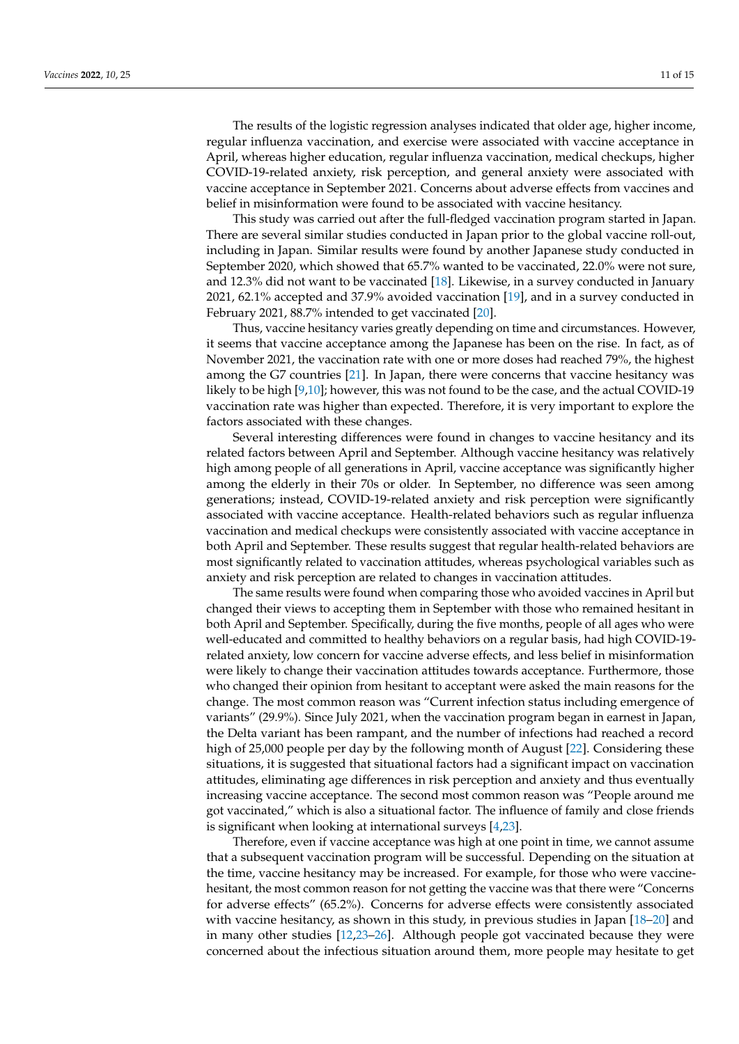The results of the logistic regression analyses indicated that older age, higher income, regular influenza vaccination, and exercise were associated with vaccine acceptance in April, whereas higher education, regular influenza vaccination, medical checkups, higher COVID-19-related anxiety, risk perception, and general anxiety were associated with vaccine acceptance in September 2021. Concerns about adverse effects from vaccines and belief in misinformation were found to be associated with vaccine hesitancy.

This study was carried out after the full-fledged vaccination program started in Japan. There are several similar studies conducted in Japan prior to the global vaccine roll-out, including in Japan. Similar results were found by another Japanese study conducted in September 2020, which showed that 65.7% wanted to be vaccinated, 22.0% were not sure, and 12.3% did not want to be vaccinated [18]. Likewise, in a survey conducted in January 2021, 62.1% accepted and 37.9% avoided vaccination [19], and in a survey conducted in February 2021, 88.7% intended to get vaccinated [20].

Thus, vaccine hesitancy varies greatly depending on time and circumstances. However, it seems that vaccine acceptance among the Japanese has been on the rise. In fact, as of November 2021, the vaccination rate with one or more doses had reached 79%, the highest among the G7 countries [21]. In Japan, there were concerns that vaccine hesitancy was likely to be high [9,10]; however, this was not found to be the case, and the actual COVID-19 vaccination rate was higher than expected. Therefore, it is very important to explore the factors associated with these changes.

Several interesting differences were found in changes to vaccine hesitancy and its related factors between April and September. Although vaccine hesitancy was relatively high among people of all generations in April, vaccine acceptance was significantly higher among the elderly in their 70s or older. In September, no difference was seen among generations; instead, COVID-19-related anxiety and risk perception were significantly associated with vaccine acceptance. Health-related behaviors such as regular influenza vaccination and medical checkups were consistently associated with vaccine acceptance in both April and September. These results suggest that regular health-related behaviors are most significantly related to vaccination attitudes, whereas psychological variables such as anxiety and risk perception are related to changes in vaccination attitudes.

The same results were found when comparing those who avoided vaccines in April but changed their views to accepting them in September with those who remained hesitant in both April and September. Specifically, during the five months, people of all ages who were well-educated and committed to healthy behaviors on a regular basis, had high COVID-19-related anxiety, low concern for vaccine adverse effects, and less belief in misinformation were likely to change their vaccination attitudes towards acceptance. Furthermore, those who changed their opinion from hesitant to acceptant were asked the main reasons for the change. The most common reason was "Current infection status including emergence of variants" (29.9%). Since July 2021, when the vaccination program began in earnest in Japan, the Delta variant has been rampant, and the number of infections had reached a record high of 25,000 people per day by the following month of August [22]. Considering these situations, it is suggested that situational factors had a significant impact on vaccination attitudes, eliminating age differences in risk perception and anxiety and thus eventually increasing vaccine acceptance. The second most common reason was "People around me got vaccinated," which is also a situational factor. The influence of family and close friends is significant when looking at international surveys [4,23].

Therefore, even if vaccine acceptance was high at one point in time, we cannot assume that a subsequent vaccination program will be successful. Depending on the situation at the time, vaccine hesitancy may be increased. For example, for those who were vaccine-hesitant, the most common reason for not getting the vaccine was that there were "Concerns for adverse effects" (65.2%). Concerns for adverse effects were consistently associated with vaccine hesitancy, as shown in this study, in previous studies in Japan [18–20] and in many other studies [12,23–26]. Although people got vaccinated because they were concerned about the infectious situation around them, more people may hesitate to get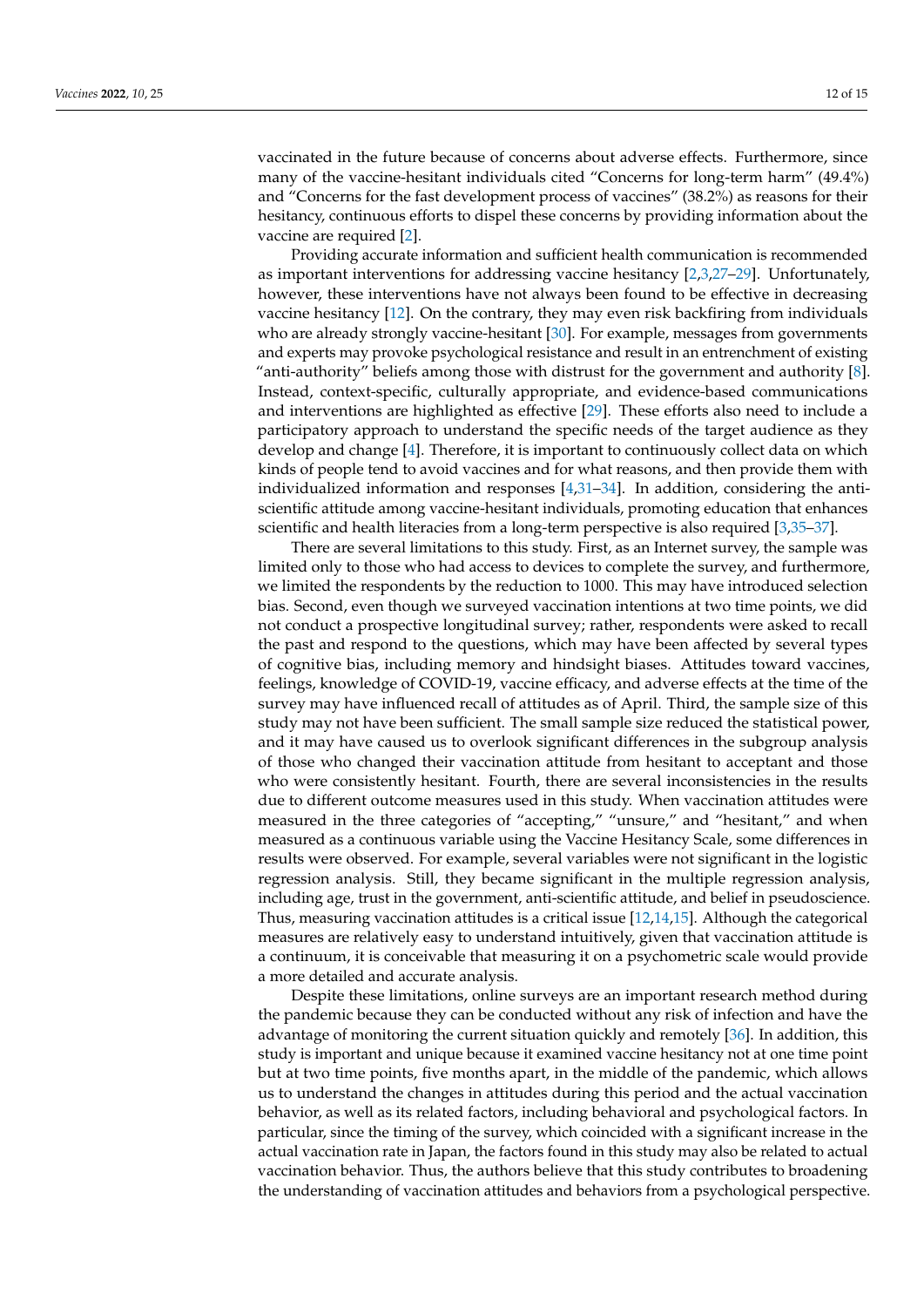vaccinated in the future because of concerns about adverse effects. Furthermore, since many of the vaccine-hesitant individuals cited "Concerns for long-term harm" (49.4%) and "Concerns for the fast development process of vaccines" (38.2%) as reasons for their hesitancy, continuous efforts to dispel these concerns by providing information about the vaccine are required [2].

Providing accurate information and sufficient health communication is recommended as important interventions for addressing vaccine hesitancy [2,3,27–29]. Unfortunately, however, these interventions have not always been found to be effective in decreasing vaccine hesitancy [12]. On the contrary, they may even risk backfiring from individuals who are already strongly vaccine-hesitant [30]. For example, messages from governments and experts may provoke psychological resistance and result in an entrenchment of existing "anti-authority" beliefs among those with distrust for the government and authority [8]. Instead, context-specific, culturally appropriate, and evidence-based communications and interventions are highlighted as effective [29]. These efforts also need to include a participatory approach to understand the specific needs of the target audience as they develop and change [4]. Therefore, it is important to continuously collect data on which kinds of people tend to avoid vaccines and for what reasons, and then provide them with individualized information and responses [4,31–34]. In addition, considering the anti-scientific attitude among vaccine-hesitant individuals, promoting education that enhances scientific and health literacies from a long-term perspective is also required [3,35–37].

There are several limitations to this study. First, as an Internet survey, the sample was limited only to those who had access to devices to complete the survey, and furthermore, we limited the respondents by the reduction to 1000. This may have introduced selection bias. Second, even though we surveyed vaccination intentions at two time points, we did not conduct a prospective longitudinal survey; rather, respondents were asked to recall the past and respond to the questions, which may have been affected by several types of cognitive bias, including memory and hindsight biases. Attitudes toward vaccines, feelings, knowledge of COVID-19, vaccine efficacy, and adverse effects at the time of the survey may have influenced recall of attitudes as of April. Third, the sample size of this study may not have been sufficient. The small sample size reduced the statistical power, and it may have caused us to overlook significant differences in the subgroup analysis of those who changed their vaccination attitude from hesitant to acceptant and those who were consistently hesitant. Fourth, there are several inconsistencies in the results due to different outcome measures used in this study. When vaccination attitudes were measured in the three categories of "accepting," "unsure," and "hesitant," and when measured as a continuous variable using the Vaccine Hesitancy Scale, some differences in results were observed. For example, several variables were not significant in the logistic regression analysis. Still, they became significant in the multiple regression analysis, including age, trust in the government, anti-scientific attitude, and belief in pseudoscience. Thus, measuring vaccination attitudes is a critical issue [12,14,15]. Although the categorical measures are relatively easy to understand intuitively, given that vaccination attitude is a continuum, it is conceivable that measuring it on a psychometric scale would provide a more detailed and accurate analysis.

Despite these limitations, online surveys are an important research method during the pandemic because they can be conducted without any risk of infection and have the advantage of monitoring the current situation quickly and remotely [36]. In addition, this study is important and unique because it examined vaccine hesitancy not at one time point but at two time points, five months apart, in the middle of the pandemic, which allows us to understand the changes in attitudes during this period and the actual vaccination behavior, as well as its related factors, including behavioral and psychological factors. In particular, since the timing of the survey, which coincided with a significant increase in the actual vaccination rate in Japan, the factors found in this study may also be related to actual vaccination behavior. Thus, the authors believe that this study contributes to broadening the understanding of vaccination attitudes and behaviors from a psychological perspective.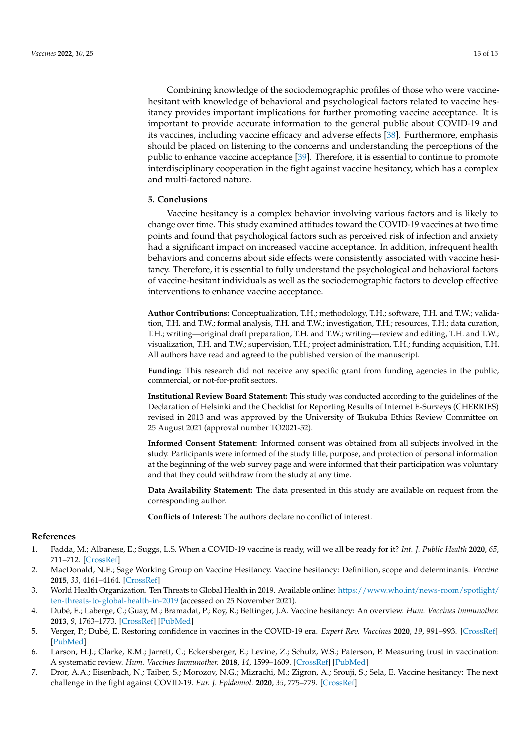Combining knowledge of the sociodemographic profiles of those who were vaccine-hesitant with knowledge of behavioral and psychological factors related to vaccine hesitancy provides important implications for further promoting vaccine acceptance. It is important to provide accurate information to the general public about COVID-19 and its vaccines, including vaccine efficacy and adverse effects [38]. Furthermore, emphasis should be placed on listening to the concerns and understanding the perceptions of the public to enhance vaccine acceptance [39]. Therefore, it is essential to continue to promote interdisciplinary cooperation in the fight against vaccine hesitancy, which has a complex and multi-factored nature.

## 5. Conclusions

Vaccine hesitancy is a complex behavior involving various factors and is likely to change over time. This study examined attitudes toward the COVID-19 vaccines at two time points and found that psychological factors such as perceived risk of infection and anxiety had a significant impact on increased vaccine acceptance. In addition, infrequent health behaviors and concerns about side effects were consistently associated with vaccine hesitancy. Therefore, it is essential to fully understand the psychological and behavioral factors of vaccine-hesitant individuals as well as the sociodemographic factors to develop effective interventions to enhance vaccine acceptance.

**Author Contributions:** Conceptualization, T.H.; methodology, T.H.; software, T.H. and T.W.; validation, T.H. and T.W.; formal analysis, T.H. and T.W.; investigation, T.H.; resources, T.H.; data curation, T.H.; writing—original draft preparation, T.H. and T.W.; writing—review and editing, T.H. and T.W.; visualization, T.H. and T.W.; supervision, T.H.; project administration, T.H.; funding acquisition, T.H. All authors have read and agreed to the published version of the manuscript.

**Funding:** This research did not receive any specific grant from funding agencies in the public, commercial, or not-for-profit sectors.

**Institutional Review Board Statement:** This study was conducted according to the guidelines of the Declaration of Helsinki and the Checklist for Reporting Results of Internet E-Surveys (CHERRIES) revised in 2013 and was approved by the University of Tsukuba Ethics Review Committee on 25 August 2021 (approval number TO2021-52).

**Informed Consent Statement:** Informed consent was obtained from all subjects involved in the study. Participants were informed of the study title, purpose, and protection of personal information at the beginning of the web survey page and were informed that their participation was voluntary and that they could withdraw from the study at any time.

**Data Availability Statement:** The data presented in this study are available on request from the corresponding author.

**Conflicts of Interest:** The authors declare no conflict of interest.

## References

1. Fadda, M.; Albanese, E.; Suggs, L.S. When a COVID-19 vaccine is ready, will we all be ready for it? *Int. J. Public Health* **2020**, *65*, 711–712. [CrossRef]
2. MacDonald, N.E.; Sage Working Group on Vaccine Hesitancy. Vaccine hesitancy: Definition, scope and determinants. *Vaccine* **2015**, *33*, 4161–4164. [CrossRef]
3. World Health Organization. Ten Threats to Global Health in 2019. Available online: https://www.who.int/news-room/spotlight/ten-threats-to-global-health-in-2019 (accessed on 25 November 2021).
4. Dubé, E.; Laberge, C.; Guay, M.; Bramadat, P.; Roy, R.; Bettinger, J.A. Vaccine hesitancy: An overview. *Hum. Vaccines Immunother.* **2013**, *9*, 1763–1773. [CrossRef] [PubMed]
5. Verger, P.; Dubé, E. Restoring confidence in vaccines in the COVID-19 era. *Expert Rev. Vaccines* **2020**, *19*, 991–993. [CrossRef] [PubMed]
6. Larson, H.J.; Clarke, R.M.; Jarrett, C.; Eckersberger, E.; Levine, Z.; Schulz, W.S.; Paterson, P. Measuring trust in vaccination: A systematic review. *Hum. Vaccines Immunother.* **2018**, *14*, 1599–1609. [CrossRef] [PubMed]
7. Dror, A.A.; Eisenbach, N.; Taiber, S.; Morozov, N.G.; Mizrachi, M.; Zigron, A.; Srouji, S.; Sela, E. Vaccine hesitancy: The next challenge in the fight against COVID-19. *Eur. J. Epidemiol.* **2020**, *35*, 775–779. [CrossRef]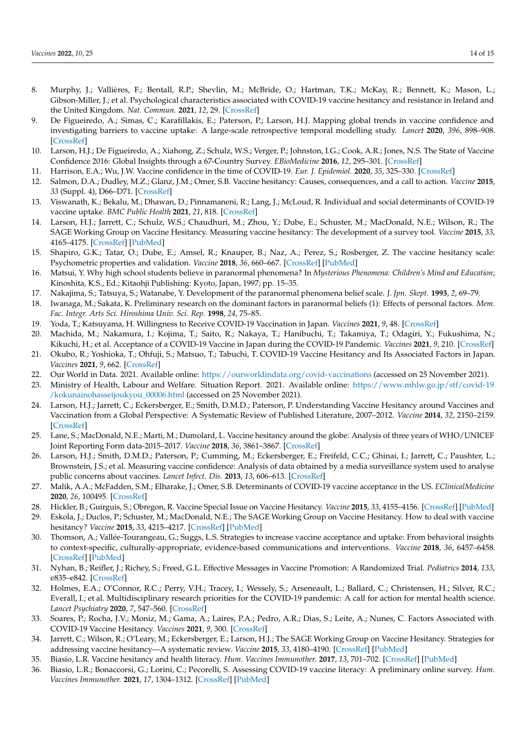8. Murphy, J.; Vallières, F.; Bentall, R.P.; Shevlin, M.; McBride, O.; Hartman, T.K.; McKay, R.; Bennett, K.; Mason, L.; Gibson-Miller, J.; et al. Psychological characteristics associated with COVID-19 vaccine hesitancy and resistance in Ireland and the United Kingdom. *Nat. Commun.* **2021**, *12*, 29. [CrossRef]
9. De Figueiredo, A.; Simas, C.; Karafillakis, E.; Paterson, P.; Larson, H.J. Mapping global trends in vaccine confidence and investigating barriers to vaccine uptake: A large-scale retrospective temporal modelling study. *Lancet* **2020**, *396*, 898–908. [CrossRef]
10. Larson, H.J.; De Figueiredo, A.; Xiahong, Z.; Schulz, W.S.; Verger, P.; Johnston, I.G.; Cook, A.R.; Jones, N.S. The State of Vaccine Confidence 2016: Global Insights through a 67-Country Survey. *EBioMedicine* **2016**, *12*, 295–301. [CrossRef]
11. Harrison, E.A.; Wu, J.W. Vaccine confidence in the time of COVID-19. *Eur. J. Epidemiol.* **2020**, *35*, 325–330. [CrossRef]
12. Salmon, D.A.; Dudley, M.Z.; Glanz, J.M.; Omer, S.B. Vaccine hesitancy: Causes, consequences, and a call to action. *Vaccine* **2015**, *33* (Suppl. 4), D66–D71. [CrossRef]
13. Viswanath, K.; Bekalu, M.; Dhawan, D.; Pinnamaneni, R.; Lang, J.; McLoud, R. Individual and social determinants of COVID-19 vaccine uptake. *BMC Public Health* **2021**, *21*, 818. [CrossRef]
14. Larson, H.J.; Jarrett, C.; Schulz, W.S.; Chaudhuri, M.; Zhou, Y.; Dube, E.; Schuster, M.; MacDonald, N.E.; Wilson, R.; The SAGE Working Group on Vaccine Hesitancy. Measuring vaccine hesitancy: The development of a survey tool. *Vaccine* **2015**, *33*, 4165–4175. [CrossRef] [PubMed]
15. Shapiro, G.K.; Tatar, O.; Dube, E.; Amsel, R.; Knauper, B.; Naz, A.; Perez, S.; Rosberger, Z. The vaccine hesitancy scale: Psychometric properties and validation. *Vaccine* **2018**, *36*, 660–667. [CrossRef] [PubMed]
16. Matsui, Y. Why high school students believe in paranormal phenomena? In *Mysterious Phenomena: Children's Mind and Education*; Kinoshita, K.S., Ed.; Kitaohji Publishing: Kyoto, Japan, 1997; pp. 15–35.
17. Nakajima, S.; Tatsuya, S.; Watanabe, Y. Development of the paranormal phenomena belief scale. *J. Jpn. Skept.* **1993**, *2*, 69–79.
18. Iwanaga, M.; Sakata, K. Preliminary research on the dominant factors in paranormal beliefs (1): Effects of personal factors. *Mem. Fac. Integr. Arts Sci. Hiroshima Univ. Sci. Rep.* **1998**, *24*, 75–85.
19. Yoda, T.; Katsuyama, H. Willingness to Receive COVID-19 Vaccination in Japan. *Vaccines* **2021**, *9*, 48. [CrossRef]
20. Machida, M.; Nakamura, I.; Kojima, T.; Saito, R.; Nakaya, T.; Hanibuchi, T.; Takamiya, T.; Odagiri, Y.; Fukushima, N.; Kikuchi, H.; et al. Acceptance of a COVID-19 Vaccine in Japan during the COVID-19 Pandemic. *Vaccines* **2021**, *9*, 210. [CrossRef]
21. Okubo, R.; Yoshioka, T.; Ohfuji, S.; Matsuo, T.; Tabuchi, T. COVID-19 Vaccine Hesitancy and Its Associated Factors in Japan. *Vaccines* **2021**, *9*, 662. [CrossRef]
22. Our World in Data. 2021. Available online: https://ourworldindata.org/covid-vaccinations (accessed on 25 November 2021).
23. Ministry of Health, Labour and Welfare. Situation Report. 2021. Available online: https://www.mhlw.go.jp/stf/covid-19/kokunainohasseijoukyou_00006.html (accessed on 25 November 2021).
24. Larson, H.J.; Jarrett, C.; Eckersberger, E.; Smith, D.M.D.; Paterson, P. Understanding Vaccine Hesitancy around Vaccines and Vaccination from a Global Perspective: A Systematic Review of Published Literature, 2007–2012. *Vaccine* **2014**, *32*, 2150–2159. [CrossRef]
25. Lane, S.; MacDonald, N.E.; Marti, M.; Dumolard, L. Vaccine hesitancy around the globe: Analysis of three years of WHO/UNICEF Joint Reporting Form data-2015–2017. *Vaccine* **2018**, *36*, 3861–3867. [CrossRef]
26. Larson, H.J.; Smith, D.M.D.; Paterson, P.; Cumming, M.; Eckersberger, E.; Freifeld, C.C.; Ghinai, I.; Jarrett, C.; Paushter, L.; Brownstein, J.S.; et al. Measuring vaccine confidence: Analysis of data obtained by a media surveillance system used to analyse public concerns about vaccines. *Lancet Infect. Dis.* **2013**, *13*, 606–613. [CrossRef]
27. Malik, A.A.; McFadden, S.M.; Elharake, J.; Omer, S.B. Determinants of COVID-19 vaccine acceptance in the US. *EClinicalMedicine* **2020**, *26*, 100495. [CrossRef]
28. Hickler, B.; Guirguis, S.; Obregon, R. Vaccine Special Issue on Vaccine Hesitancy. *Vaccine* **2015**, *33*, 4155–4156. [CrossRef] [PubMed]
29. Eskola, J.; Duclos, P.; Schuster, M.; MacDonald, N.E.; The SAGE Working Group on Vaccine Hesitancy. How to deal with vaccine hesitancy? *Vaccine* **2015**, *33*, 4215–4217. [CrossRef] [PubMed]
30. Thomson, A.; Vallée-Tourangeau, G.; Suggs, L.S. Strategies to increase vaccine acceptance and uptake: From behavioral insights to context-specific, culturally-appropriate, evidence-based communications and interventions. *Vaccine* **2018**, *36*, 6457–6458. [CrossRef] [PubMed]
31. Nyhan, B.; Reifler, J.; Richey, S.; Freed, G.L. Effective Messages in Vaccine Promotion: A Randomized Trial. *Pediatrics* **2014**, *133*, e835–e842. [CrossRef]
32. Holmes, E.A.; O'Connor, R.C.; Perry, V.H.; Tracey, I.; Wessely, S.; Arseneault, L.; Ballard, C.; Christensen, H.; Silver, R.C.; Everall, I.; et al. Multidisciplinary research priorities for the COVID-19 pandemic: A call for action for mental health science. *Lancet Psychiatry* **2020**, *7*, 547–560. [CrossRef]
33. Soares, P.; Rocha, J.V.; Moniz, M.; Gama, A.; Laires, P.A.; Pedro, A.R.; Dias, S.; Leite, A.; Nunes, C. Factors Associated with COVID-19 Vaccine Hesitancy. *Vaccines* **2021**, *9*, 300. [CrossRef]
34. Jarrett, C.; Wilson, R.; O'Leary, M.; Eckersberger, E.; Larson, H.J.; The SAGE Working Group on Vaccine Hesitancy. Strategies for addressing vaccine hesitancy—A systematic review. *Vaccine* **2015**, *33*, 4180–4190. [CrossRef] [PubMed]
35. Biasio, L.R. Vaccine hesitancy and health literacy. *Hum. Vaccines Immunother.* **2017**, *13*, 701–702. [CrossRef] [PubMed]
36. Biasio, L.R.; Bonaccorsi, G.; Lorini, C.; Pecorelli, S. Assessing COVID-19 vaccine literacy: A preliminary online survey. *Hum. Vaccines Immunother.* **2021**, *17*, 1304–1312. [CrossRef] [PubMed]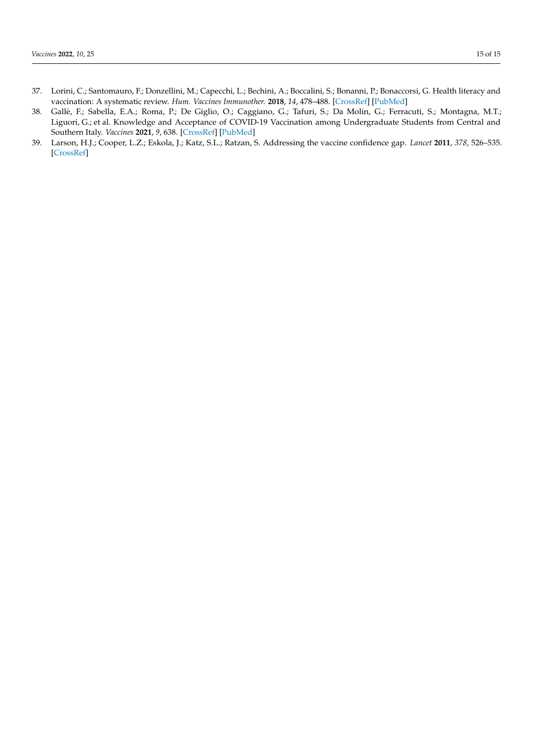37. Lorini, C.; Santomauro, F.; Donzellini, M.; Capecchi, L.; Bechini, A.; Boccalini, S.; Bonanni, P.; Bonaccorsi, G. Health literacy and vaccination: A systematic review. *Hum. Vaccines Immunother.* **2018**, *14*, 478–488. [CrossRef] [PubMed]
38. Gallè, F.; Sabella, E.A.; Roma, P.; De Giglio, O.; Caggiano, G.; Tafuri, S.; Da Molin, G.; Ferracuti, S.; Montagna, M.T.; Liguori, G.; et al. Knowledge and Acceptance of COVID-19 Vaccination among Undergraduate Students from Central and Southern Italy. *Vaccines* **2021**, *9*, 638. [CrossRef] [PubMed]
39. Larson, H.J.; Cooper, L.Z.; Eskola, J.; Katz, S.L.; Ratzan, S. Addressing the vaccine confidence gap. *Lancet* **2011**, *378*, 526–535. [CrossRef]